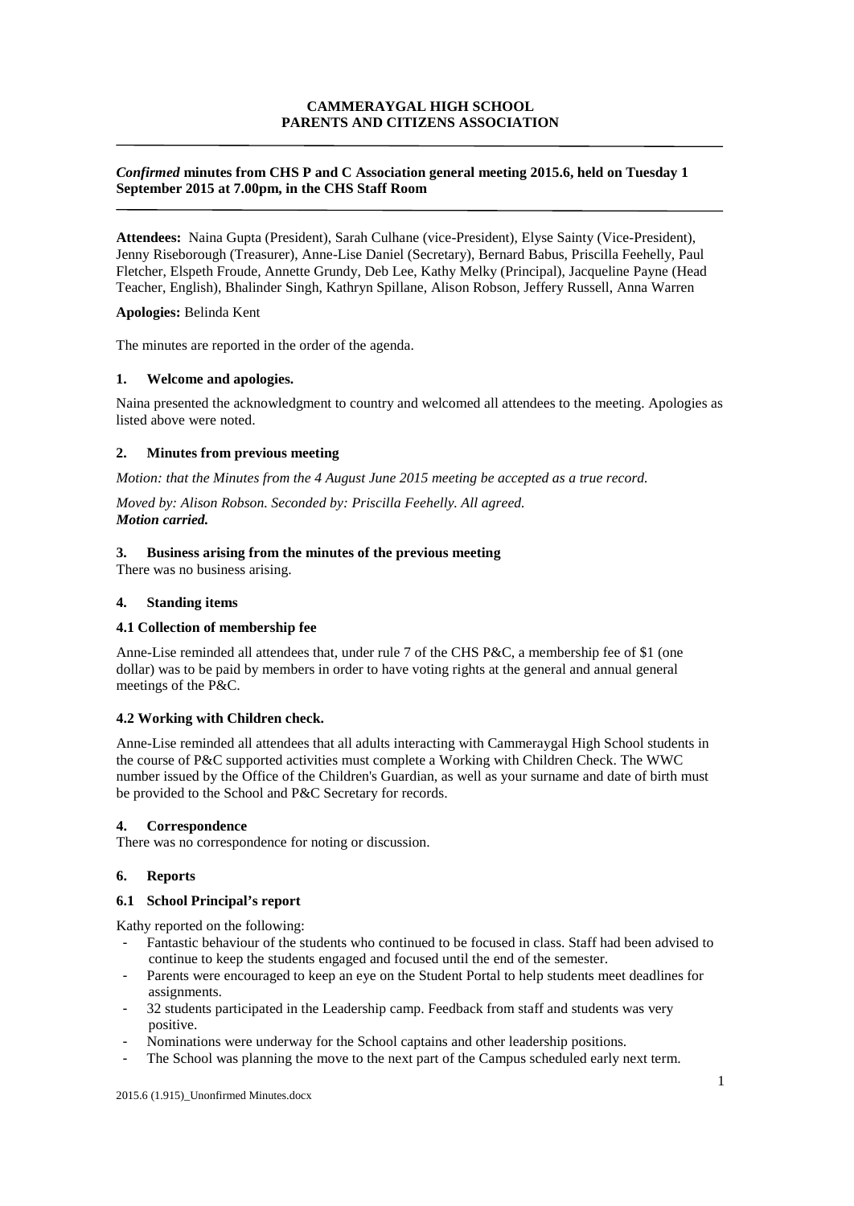**CAMMERAYGAL HIGH SCHOOL**
**PARENTS AND CITIZENS ASSOCIATION**

---

***Confirmed* minutes from CHS P and C Association general meeting 2015.6, held on Tuesday 1 September 2015 at 7.00pm, in the CHS Staff Room**

---

**Attendees:** Naina Gupta (President), Sarah Culhane (vice-President), Elyse Sainty (Vice-President), Jenny Riseborough (Treasurer), Anne-Lise Daniel (Secretary), Bernard Babus, Priscilla Feehelly, Paul Fletcher, Elspeth Froude, Annette Grundy, Deb Lee, Kathy Melky (Principal), Jacqueline Payne (Head Teacher, English), Bhalinder Singh, Kathryn Spillane, Alison Robson, Jeffery Russell, Anna Warren

**Apologies:** Belinda Kent

The minutes are reported in the order of the agenda.

### 1. Welcome and apologies.

Naina presented the acknowledgment to country and welcomed all attendees to the meeting. Apologies as listed above were noted.

### 2. Minutes from previous meeting

*Motion: that the Minutes from the 4 August June 2015 meeting be accepted as a true record.*

*Moved by: Alison Robson. Seconded by: Priscilla Feehelly. All agreed.*
***Motion carried.***

### 3. Business arising from the minutes of the previous meeting

There was no business arising.

### 4. Standing items

#### 4.1 Collection of membership fee

Anne-Lise reminded all attendees that, under rule 7 of the CHS P&C, a membership fee of $1 (one dollar) was to be paid by members in order to have voting rights at the general and annual general meetings of the P&C.

#### 4.2 Working with Children check.

Anne-Lise reminded all attendees that all adults interacting with Cammeraygal High School students in the course of P&C supported activities must complete a Working with Children Check. The WWC number issued by the Office of the Children's Guardian, as well as your surname and date of birth must be provided to the School and P&C Secretary for records.

### 4. Correspondence

There was no correspondence for noting or discussion.

### 6. Reports

#### 6.1 School Principal's report

Kathy reported on the following:

- Fantastic behaviour of the students who continued to be focused in class. Staff had been advised to continue to keep the students engaged and focused until the end of the semester.
- Parents were encouraged to keep an eye on the Student Portal to help students meet deadlines for assignments.
- 32 students participated in the Leadership camp. Feedback from staff and students was very positive.
- Nominations were underway for the School captains and other leadership positions.
- The School was planning the move to the next part of the Campus scheduled early next term.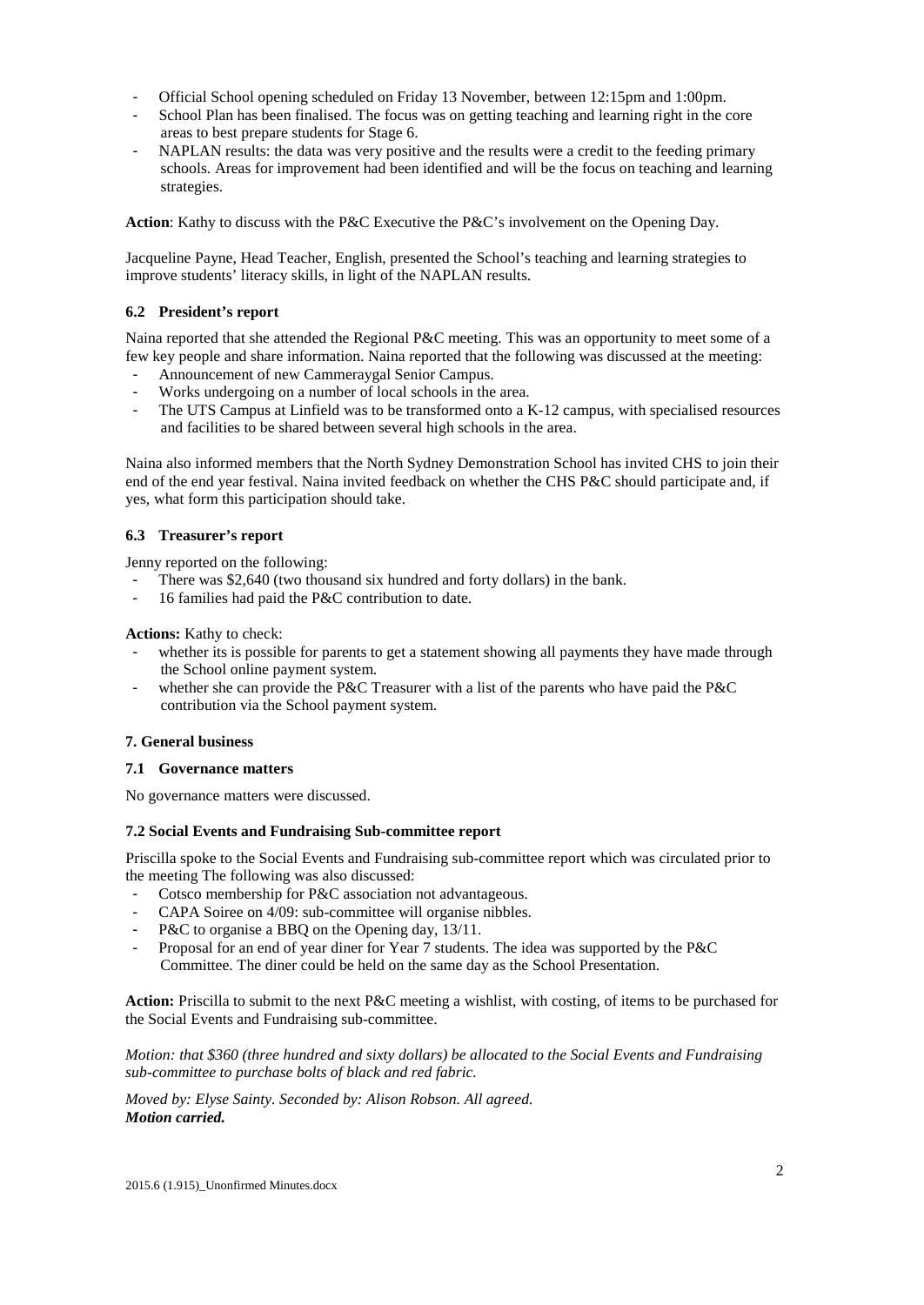- Official School opening scheduled on Friday 13 November, between 12:15pm and 1:00pm.
- School Plan has been finalised. The focus was on getting teaching and learning right in the core areas to best prepare students for Stage 6.
- NAPLAN results: the data was very positive and the results were a credit to the feeding primary schools. Areas for improvement had been identified and will be the focus on teaching and learning strategies.

**Action**: Kathy to discuss with the P&C Executive the P&C's involvement on the Opening Day.

Jacqueline Payne, Head Teacher, English, presented the School's teaching and learning strategies to improve students' literacy skills, in light of the NAPLAN results.

### 6.2 President's report

Naina reported that she attended the Regional P&C meeting. This was an opportunity to meet some of a few key people and share information. Naina reported that the following was discussed at the meeting:

- Announcement of new Cammeraygal Senior Campus.
- Works undergoing on a number of local schools in the area.
- The UTS Campus at Linfield was to be transformed onto a K-12 campus, with specialised resources and facilities to be shared between several high schools in the area.

Naina also informed members that the North Sydney Demonstration School has invited CHS to join their end of the end year festival. Naina invited feedback on whether the CHS P&C should participate and, if yes, what form this participation should take.

### 6.3 Treasurer's report

Jenny reported on the following:

- There was $2,640 (two thousand six hundred and forty dollars) in the bank.
- 16 families had paid the P&C contribution to date.

**Actions:** Kathy to check:

- whether its is possible for parents to get a statement showing all payments they have made through the School online payment system.
- whether she can provide the P&C Treasurer with a list of the parents who have paid the P&C contribution via the School payment system.

## 7. General business

### 7.1 Governance matters

No governance matters were discussed.

### 7.2 Social Events and Fundraising Sub-committee report

Priscilla spoke to the Social Events and Fundraising sub-committee report which was circulated prior to the meeting The following was also discussed:

- Cotsco membership for P&C association not advantageous.
- CAPA Soiree on 4/09: sub-committee will organise nibbles.
- P&C to organise a BBQ on the Opening day, 13/11.
- Proposal for an end of year diner for Year 7 students. The idea was supported by the P&C Committee. The diner could be held on the same day as the School Presentation.

**Action:** Priscilla to submit to the next P&C meeting a wishlist, with costing, of items to be purchased for the Social Events and Fundraising sub-committee.

*Motion: that $360 (three hundred and sixty dollars) be allocated to the Social Events and Fundraising sub-committee to purchase bolts of black and red fabric.*

*Moved by: Elyse Sainty. Seconded by: Alison Robson. All agreed.*
***Motion carried.***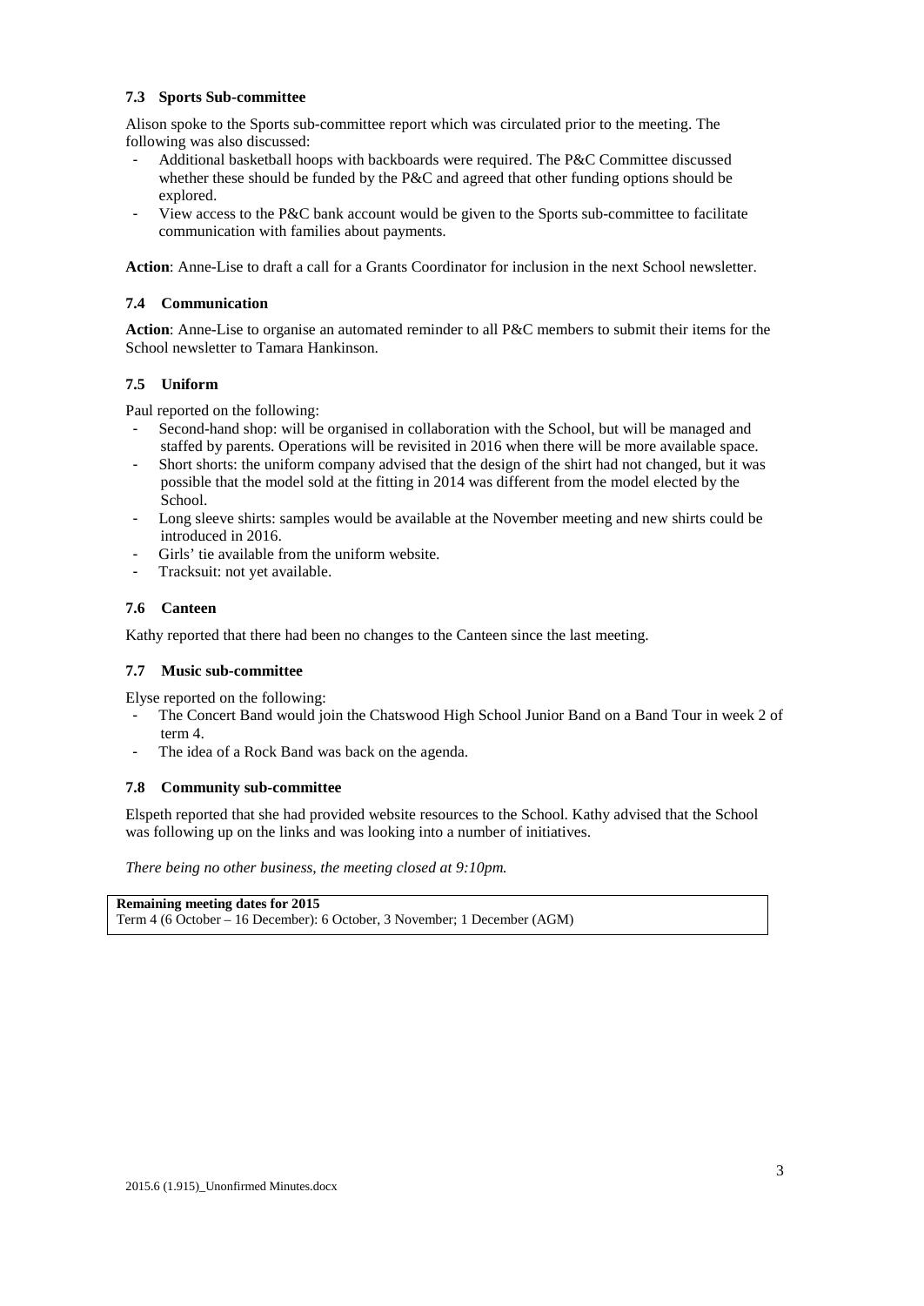### 7.3 Sports Sub-committee

Alison spoke to the Sports sub-committee report which was circulated prior to the meeting. The following was also discussed:

- Additional basketball hoops with backboards were required. The P&C Committee discussed whether these should be funded by the P&C and agreed that other funding options should be explored.
- View access to the P&C bank account would be given to the Sports sub-committee to facilitate communication with families about payments.

**Action**: Anne-Lise to draft a call for a Grants Coordinator for inclusion in the next School newsletter.

### 7.4 Communication

**Action**: Anne-Lise to organise an automated reminder to all P&C members to submit their items for the School newsletter to Tamara Hankinson.

### 7.5 Uniform

Paul reported on the following:

- Second-hand shop: will be organised in collaboration with the School, but will be managed and staffed by parents. Operations will be revisited in 2016 when there will be more available space.
- Short shorts: the uniform company advised that the design of the shirt had not changed, but it was possible that the model sold at the fitting in 2014 was different from the model elected by the School.
- Long sleeve shirts: samples would be available at the November meeting and new shirts could be introduced in 2016.
- Girls' tie available from the uniform website.
- Tracksuit: not yet available.

### 7.6 Canteen

Kathy reported that there had been no changes to the Canteen since the last meeting.

### 7.7 Music sub-committee

Elyse reported on the following:

- The Concert Band would join the Chatswood High School Junior Band on a Band Tour in week 2 of term 4.
- The idea of a Rock Band was back on the agenda.

### 7.8 Community sub-committee

Elspeth reported that she had provided website resources to the School. Kathy advised that the School was following up on the links and was looking into a number of initiatives.

*There being no other business, the meeting closed at 9:10pm.*

**Remaining meeting dates for 2015**
Term 4 (6 October – 16 December): 6 October, 3 November; 1 December (AGM)

2015.6 (1.915)_Unonfirmed Minutes.docx